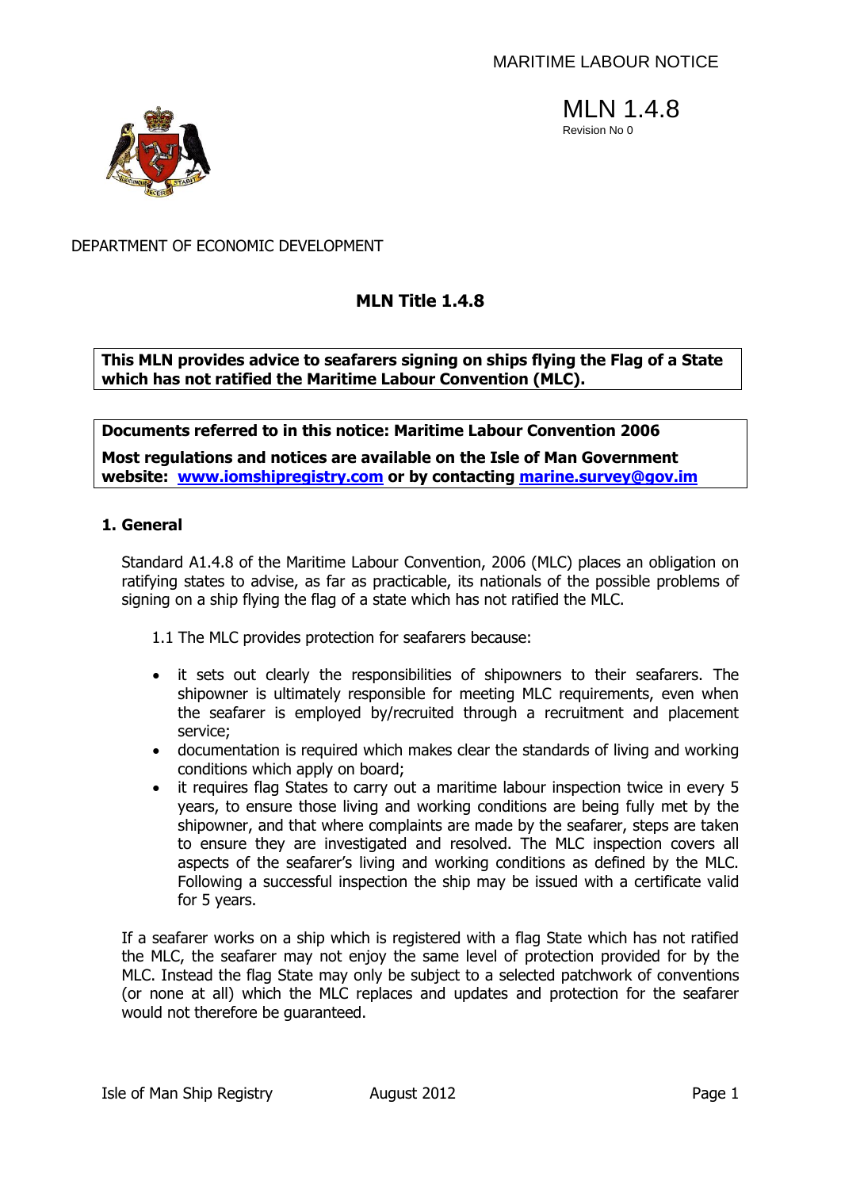MARITIME LABOUR NOTICE

# MLN 1.4.8

Revision No 0

DEPARTMENT OF ECONOMIC DEVELOPMENT

## MLN Title 1.4.8

**This MLN provides advice to seafarers signing on ships flying the Flag of a State which has not ratified the Maritime Labour Convention (MLC).**

**Documents referred to in this notice: Maritime Labour Convention 2006**

**Most regulations and notices are available on the Isle of Man Government website: [www.iomshipregistry.com](http://www.iomshipregistry.com) or by contacting [marine.survey@gov.im](mailto:marine.survey@gov.im)**

### 1. General

Standard A1.4.8 of the Maritime Labour Convention, 2006 (MLC) places an obligation on ratifying states to advise, as far as practicable, its nationals of the possible problems of signing on a ship flying the flag of a state which has not ratified the MLC.

1.1 The MLC provides protection for seafarers because:

- it sets out clearly the responsibilities of shipowners to their seafarers. The shipowner is ultimately responsible for meeting MLC requirements, even when the seafarer is employed by/recruited through a recruitment and placement service;
- documentation is required which makes clear the standards of living and working conditions which apply on board;
- it requires flag States to carry out a maritime labour inspection twice in every 5 years, to ensure those living and working conditions are being fully met by the shipowner, and that where complaints are made by the seafarer, steps are taken to ensure they are investigated and resolved. The MLC inspection covers all aspects of the seafarer's living and working conditions as defined by the MLC. Following a successful inspection the ship may be issued with a certificate valid for 5 years.

If a seafarer works on a ship which is registered with a flag State which has not ratified the MLC, the seafarer may not enjoy the same level of protection provided for by the MLC. Instead the flag State may only be subject to a selected patchwork of conventions (or none at all) which the MLC replaces and updates and protection for the seafarer would not therefore be guaranteed.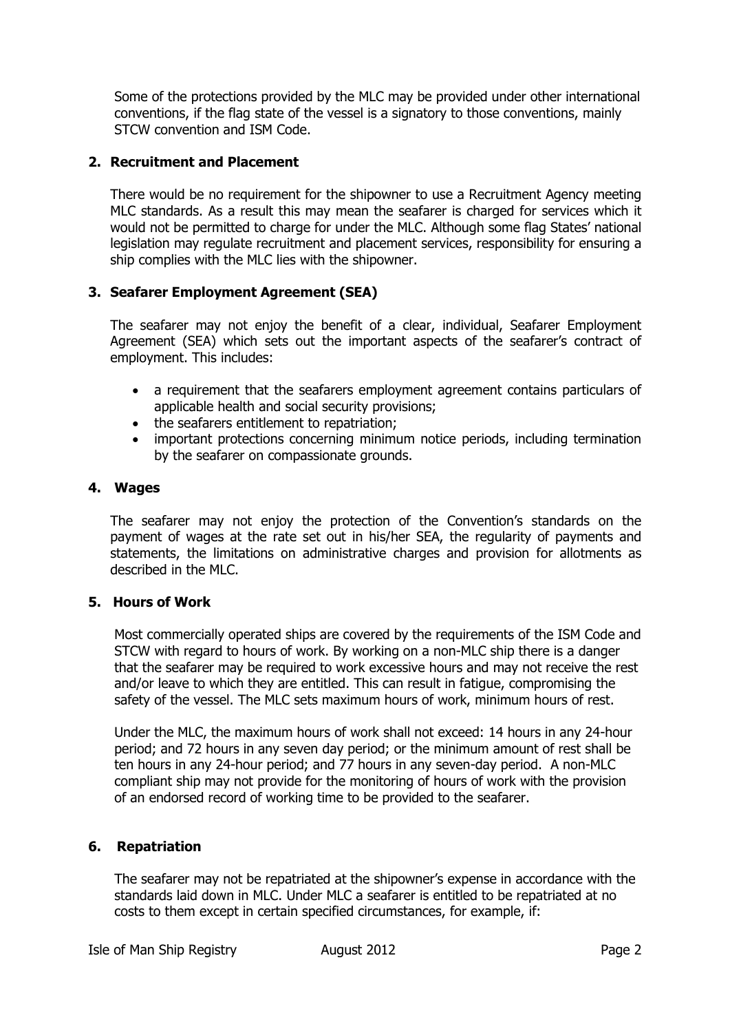Some of the protections provided by the MLC may be provided under other international conventions, if the flag state of the vessel is a signatory to those conventions, mainly STCW convention and ISM Code.

## 2. Recruitment and Placement

There would be no requirement for the shipowner to use a Recruitment Agency meeting MLC standards. As a result this may mean the seafarer is charged for services which it would not be permitted to charge for under the MLC. Although some flag States' national legislation may regulate recruitment and placement services, responsibility for ensuring a ship complies with the MLC lies with the shipowner.

## 3. Seafarer Employment Agreement (SEA)

The seafarer may not enjoy the benefit of a clear, individual, Seafarer Employment Agreement (SEA) which sets out the important aspects of the seafarer's contract of employment. This includes:

- a requirement that the seafarers employment agreement contains particulars of applicable health and social security provisions;
- the seafarers entitlement to repatriation;
- important protections concerning minimum notice periods, including termination by the seafarer on compassionate grounds.

## 4. Wages

The seafarer may not enjoy the protection of the Convention's standards on the payment of wages at the rate set out in his/her SEA, the regularity of payments and statements, the limitations on administrative charges and provision for allotments as described in the MLC.

## 5. Hours of Work

Most commercially operated ships are covered by the requirements of the ISM Code and STCW with regard to hours of work. By working on a non-MLC ship there is a danger that the seafarer may be required to work excessive hours and may not receive the rest and/or leave to which they are entitled. This can result in fatigue, compromising the safety of the vessel. The MLC sets maximum hours of work, minimum hours of rest.

Under the MLC, the maximum hours of work shall not exceed: 14 hours in any 24-hour period; and 72 hours in any seven day period; or the minimum amount of rest shall be ten hours in any 24-hour period; and 77 hours in any seven-day period. A non-MLC compliant ship may not provide for the monitoring of hours of work with the provision of an endorsed record of working time to be provided to the seafarer.

## 6. Repatriation

The seafarer may not be repatriated at the shipowner's expense in accordance with the standards laid down in MLC. Under MLC a seafarer is entitled to be repatriated at no costs to them except in certain specified circumstances, for example, if: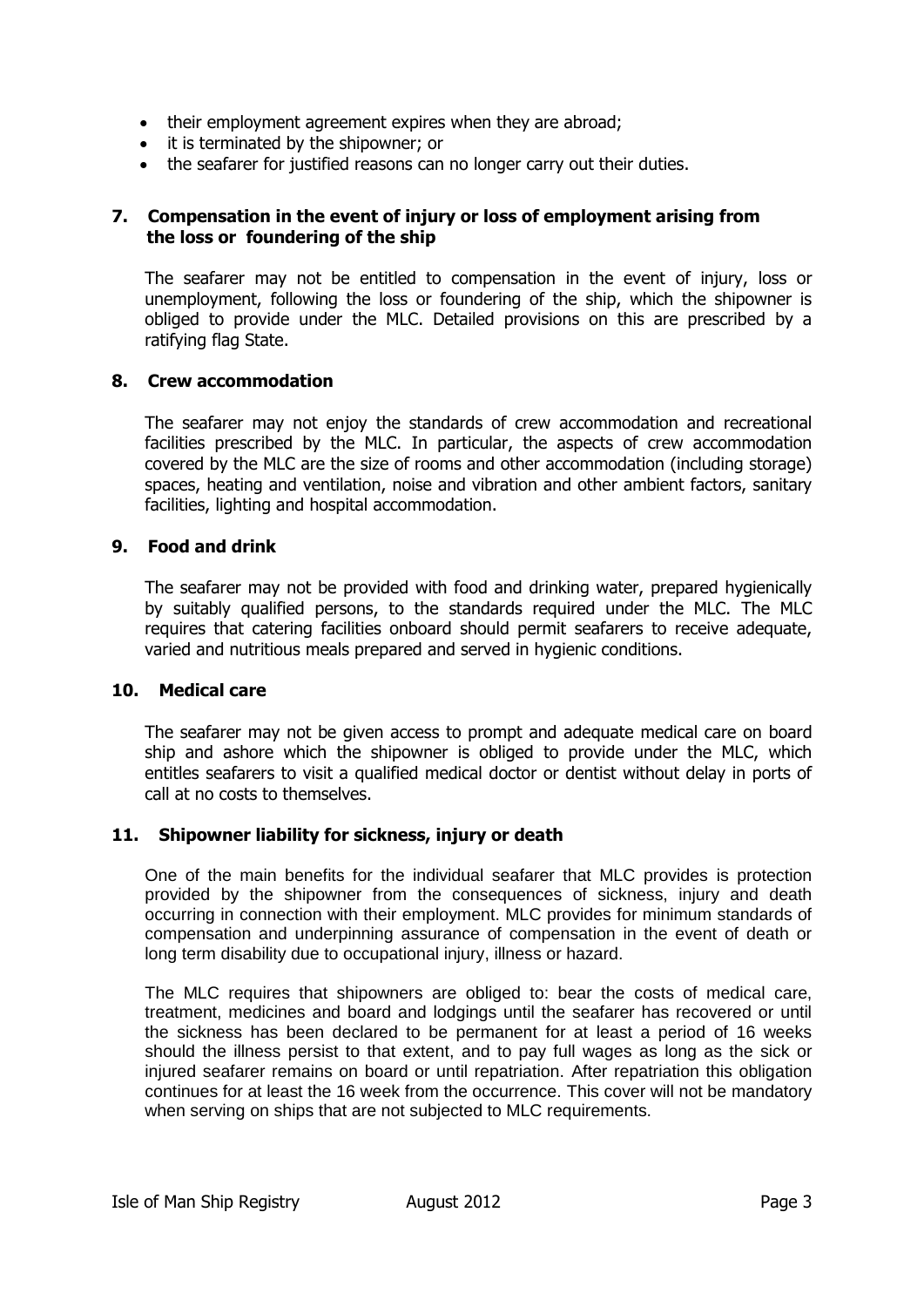- their employment agreement expires when they are abroad;
- it is terminated by the shipowner; or
- the seafarer for justified reasons can no longer carry out their duties.

## 7. Compensation in the event of injury or loss of employment arising from the loss or foundering of the ship

The seafarer may not be entitled to compensation in the event of injury, loss or unemployment, following the loss or foundering of the ship, which the shipowner is obliged to provide under the MLC. Detailed provisions on this are prescribed by a ratifying flag State.

## 8. Crew accommodation

The seafarer may not enjoy the standards of crew accommodation and recreational facilities prescribed by the MLC. In particular, the aspects of crew accommodation covered by the MLC are the size of rooms and other accommodation (including storage) spaces, heating and ventilation, noise and vibration and other ambient factors, sanitary facilities, lighting and hospital accommodation.

## 9. Food and drink

The seafarer may not be provided with food and drinking water, prepared hygienically by suitably qualified persons, to the standards required under the MLC. The MLC requires that catering facilities onboard should permit seafarers to receive adequate, varied and nutritious meals prepared and served in hygienic conditions.

## 10. Medical care

The seafarer may not be given access to prompt and adequate medical care on board ship and ashore which the shipowner is obliged to provide under the MLC, which entitles seafarers to visit a qualified medical doctor or dentist without delay in ports of call at no costs to themselves.

## 11. Shipowner liability for sickness, injury or death

One of the main benefits for the individual seafarer that MLC provides is protection provided by the shipowner from the consequences of sickness, injury and death occurring in connection with their employment. MLC provides for minimum standards of compensation and underpinning assurance of compensation in the event of death or long term disability due to occupational injury, illness or hazard.

The MLC requires that shipowners are obliged to: bear the costs of medical care, treatment, medicines and board and lodgings until the seafarer has recovered or until the sickness has been declared to be permanent for at least a period of 16 weeks should the illness persist to that extent, and to pay full wages as long as the sick or injured seafarer remains on board or until repatriation. After repatriation this obligation continues for at least the 16 week from the occurrence. This cover will not be mandatory when serving on ships that are not subjected to MLC requirements.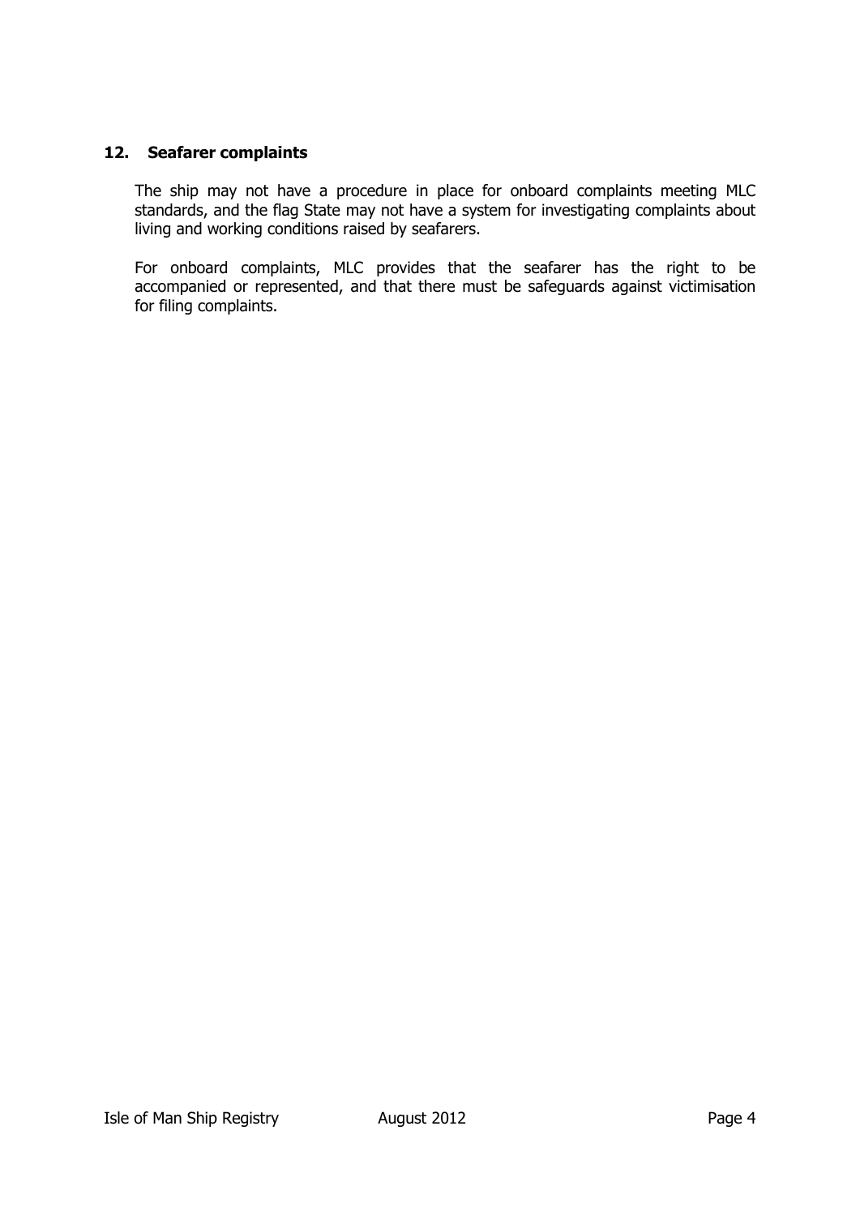## 12. Seafarer complaints

The ship may not have a procedure in place for onboard complaints meeting MLC standards, and the flag State may not have a system for investigating complaints about living and working conditions raised by seafarers.

For onboard complaints, MLC provides that the seafarer has the right to be accompanied or represented, and that there must be safeguards against victimisation for filing complaints.